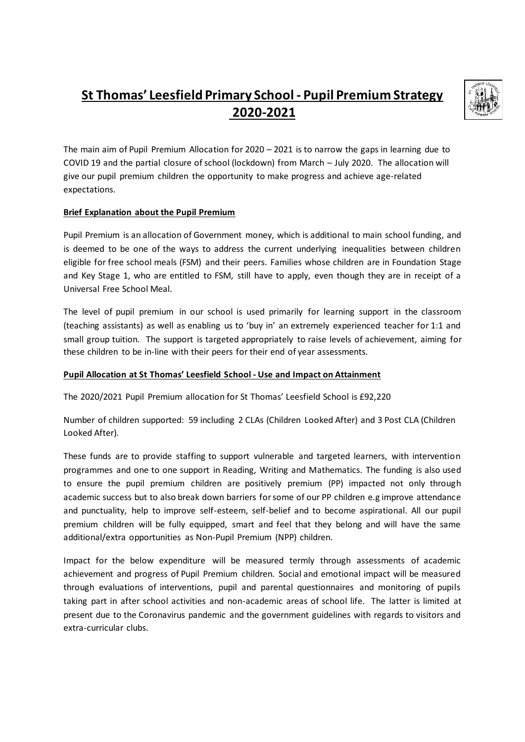# St Thomas' Leesfield Primary School - Pupil Premium Strategy 2020-2021

The main aim of Pupil Premium Allocation for 2020 – 2021 is to narrow the gaps in learning due to COVID 19 and the partial closure of school (lockdown) from March – July 2020. The allocation will give our pupil premium children the opportunity to make progress and achieve age-related expectations.

**Brief Explanation about the Pupil Premium**

Pupil Premium is an allocation of Government money, which is additional to main school funding, and is deemed to be one of the ways to address the current underlying inequalities between children eligible for free school meals (FSM) and their peers. Families whose children are in Foundation Stage and Key Stage 1, who are entitled to FSM, still have to apply, even though they are in receipt of a Universal Free School Meal.

The level of pupil premium in our school is used primarily for learning support in the classroom (teaching assistants) as well as enabling us to 'buy in' an extremely experienced teacher for 1:1 and small group tuition. The support is targeted appropriately to raise levels of achievement, aiming for these children to be in-line with their peers for their end of year assessments.

**Pupil Allocation at St Thomas' Leesfield School - Use and Impact on Attainment**

The 2020/2021 Pupil Premium allocation for St Thomas' Leesfield School is £92,220

Number of children supported: 59 including 2 CLAs (Children Looked After) and 3 Post CLA (Children Looked After).

These funds are to provide staffing to support vulnerable and targeted learners, with intervention programmes and one to one support in Reading, Writing and Mathematics. The funding is also used to ensure the pupil premium children are positively premium (PP) impacted not only through academic success but to also break down barriers for some of our PP children e.g improve attendance and punctuality, help to improve self-esteem, self-belief and to become aspirational. All our pupil premium children will be fully equipped, smart and feel that they belong and will have the same additional/extra opportunities as Non-Pupil Premium (NPP) children.

Impact for the below expenditure will be measured termly through assessments of academic achievement and progress of Pupil Premium children. Social and emotional impact will be measured through evaluations of interventions, pupil and parental questionnaires and monitoring of pupils taking part in after school activities and non-academic areas of school life. The latter is limited at present due to the Coronavirus pandemic and the government guidelines with regards to visitors and extra-curricular clubs.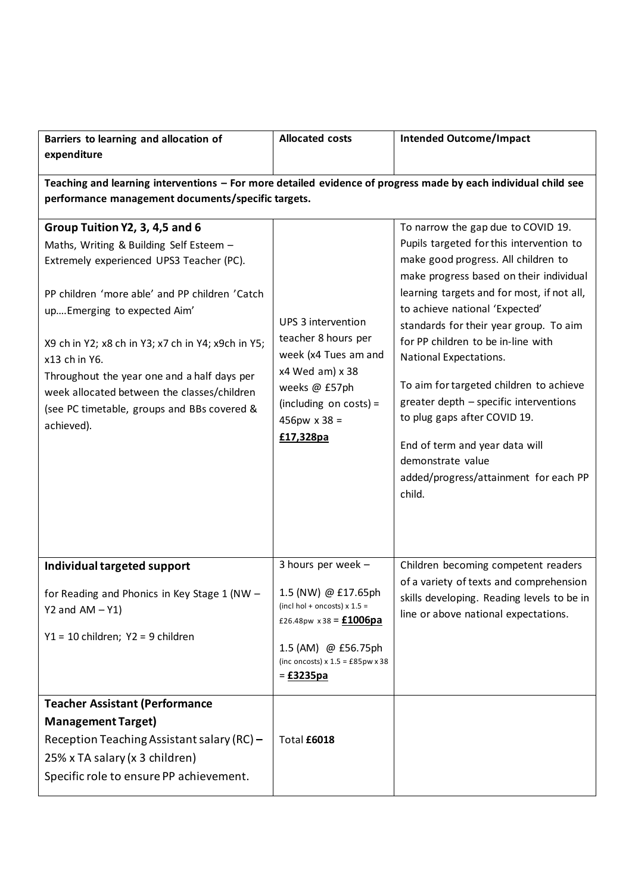| Barriers to learning and allocation of expenditure | Allocated costs | Intended Outcome/Impact |
|---|---|---|
| **Teaching and learning interventions – For more detailed evidence of progress made by each individual child see performance management documents/specific targets.** | | |
| **Group Tuition Y2, 3, 4,5 and 6**<br>Maths, Writing & Building Self Esteem – Extremely experienced UPS3 Teacher (PC).<br><br>PP children 'more able' and PP children 'Catch up….Emerging to expected Aim'<br><br>X9 ch in Y2; x8 ch in Y3; x7 ch in Y4; x9ch in Y5; x13 ch in Y6.<br>Throughout the year one and a half days per week allocated between the classes/children (see PC timetable, groups and BBs covered & achieved). | UPS 3 intervention teacher 8 hours per week (x4 Tues am and x4 Wed am) x 38 weeks @ £57ph (including on costs) = 456pw x 38 = **£17,328pa** | To narrow the gap due to COVID 19. Pupils targeted for this intervention to make good progress. All children to make progress based on their individual learning targets and for most, if not all, to achieve national 'Expected' standards for their year group. To aim for PP children to be in-line with National Expectations.<br><br>To aim for targeted children to achieve greater depth – specific interventions to plug gaps after COVID 19.<br><br>End of term and year data will demonstrate value added/progress/attainment for each PP child. |
| **Individual targeted support**<br><br>for Reading and Phonics in Key Stage 1 (NW – Y2 and AM – Y1)<br><br>Y1 = 10 children; Y2 = 9 children | 3 hours per week –<br><br>1.5 (NW) @ £17.65ph (incl hol + oncosts) x 1.5 = £26.48pw x 38 = **£1006pa**<br><br>1.5 (AM) @ £56.75ph (inc oncosts) x 1.5 = £85pw x 38 = **£3235pa** | Children becoming competent readers of a variety of texts and comprehension skills developing. Reading levels to be in line or above national expectations. |
| **Teacher Assistant (Performance Management Target)**<br>Reception Teaching Assistant salary (RC) – 25% x TA salary (x 3 children)<br>Specific role to ensure PP achievement. | Total **£6018** | |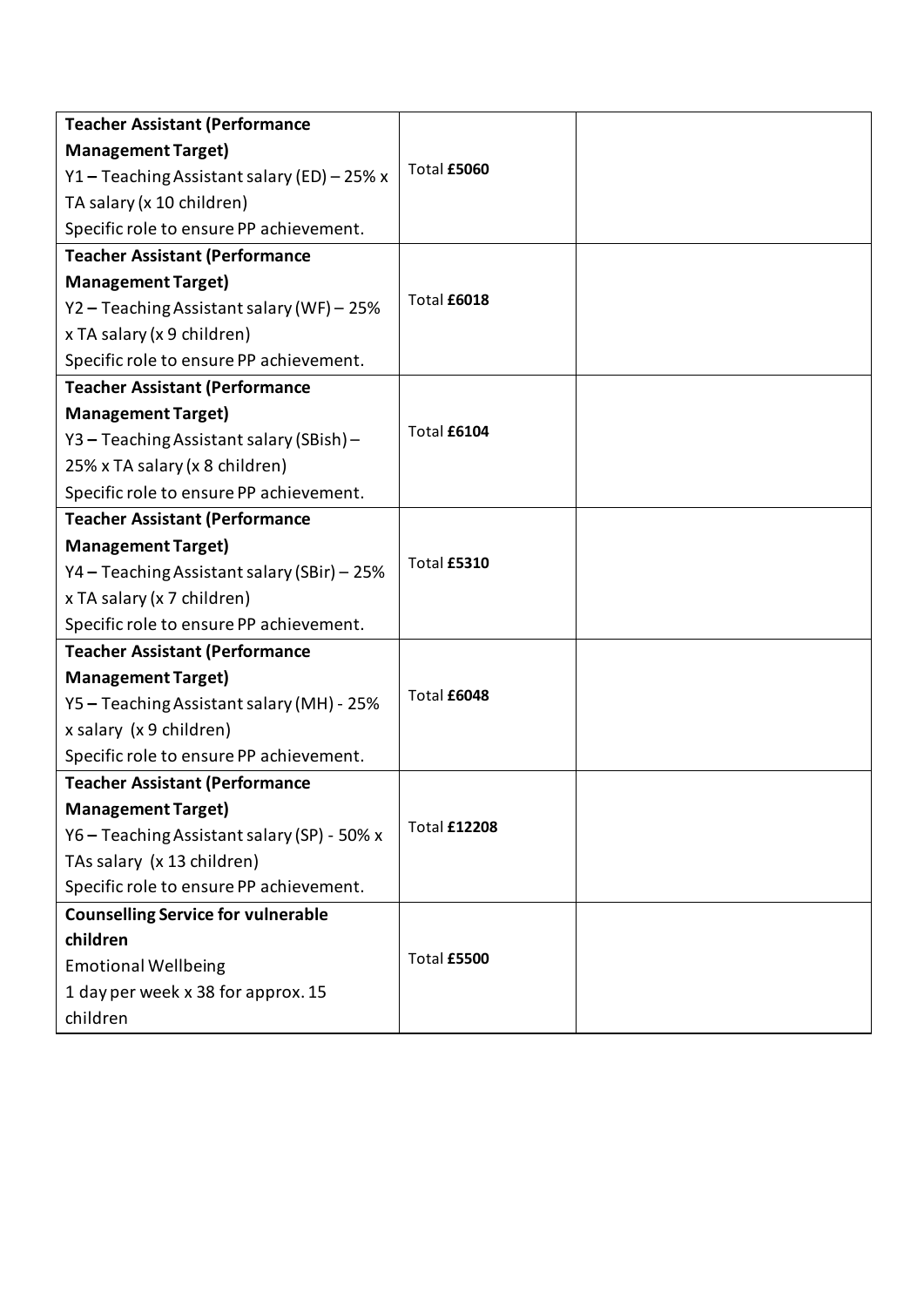| | | |
|---|---|---|
| **Teacher Assistant (Performance Management Target)**<br>Y1 **–** Teaching Assistant salary (ED) – 25% x TA salary (x 10 children)<br>Specific role to ensure PP achievement. | Total **£5060** | |
| **Teacher Assistant (Performance Management Target)**<br>Y2 **–** Teaching Assistant salary (WF) – 25% x TA salary (x 9 children)<br>Specific role to ensure PP achievement. | Total **£6018** | |
| **Teacher Assistant (Performance Management Target)**<br>Y3 **–** Teaching Assistant salary (SBish) – 25% x TA salary (x 8 children)<br>Specific role to ensure PP achievement. | Total **£6104** | |
| **Teacher Assistant (Performance Management Target)**<br>Y4 **–** Teaching Assistant salary (SBir) – 25% x TA salary (x 7 children)<br>Specific role to ensure PP achievement. | Total **£5310** | |
| **Teacher Assistant (Performance Management Target)**<br>Y5 **–** Teaching Assistant salary (MH) - 25% x salary (x 9 children)<br>Specific role to ensure PP achievement. | Total **£6048** | |
| **Teacher Assistant (Performance Management Target)**<br>Y6 **–** Teaching Assistant salary (SP) - 50% x TAs salary (x 13 children)<br>Specific role to ensure PP achievement. | Total **£12208** | |
| **Counselling Service for vulnerable children**<br>Emotional Wellbeing<br>1 day per week x 38 for approx. 15 children | Total **£5500** | |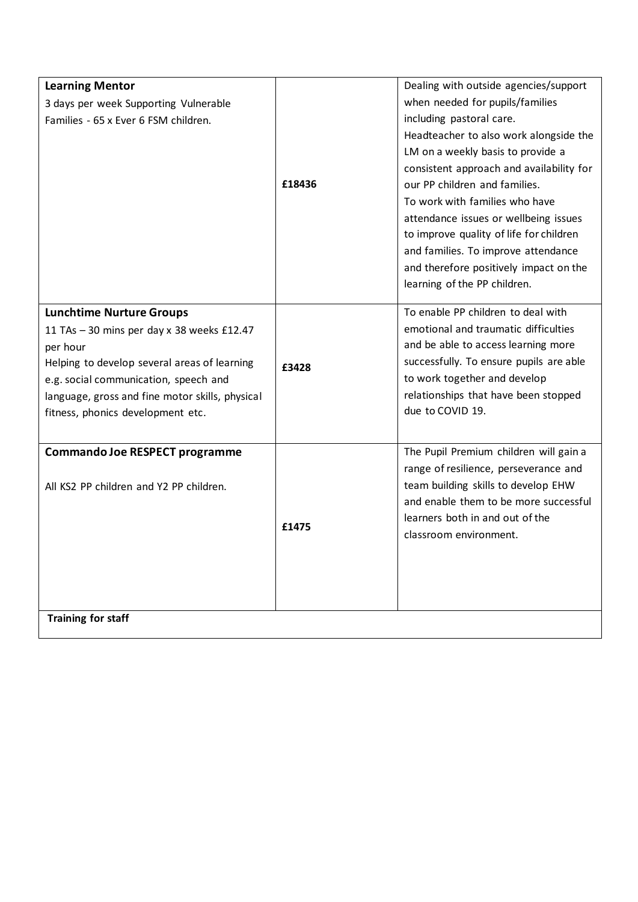| | | |
|---|---|---|
| **Learning Mentor**<br>3 days per week Supporting Vulnerable Families - 65 x Ever 6 FSM children. | **£18436** | Dealing with outside agencies/support when needed for pupils/families including pastoral care.<br>Headteacher to also work alongside the LM on a weekly basis to provide a consistent approach and availability for our PP children and families.<br>To work with families who have attendance issues or wellbeing issues to improve quality of life for children and families. To improve attendance and therefore positively impact on the learning of the PP children. |
| **Lunchtime Nurture Groups**<br>11 TAs – 30 mins per day x 38 weeks £12.47 per hour<br>Helping to develop several areas of learning e.g. social communication, speech and language, gross and fine motor skills, physical fitness, phonics development etc. | **£3428** | To enable PP children to deal with emotional and traumatic difficulties and be able to access learning more successfully. To ensure pupils are able to work together and develop relationships that have been stopped due to COVID 19. |
| **Commando Joe RESPECT programme**<br><br>All KS2 PP children and Y2 PP children. | **£1475** | The Pupil Premium children will gain a range of resilience, perseverance and team building skills to develop EHW and enable them to be more successful learners both in and out of the classroom environment. |
| **Training for staff** | | |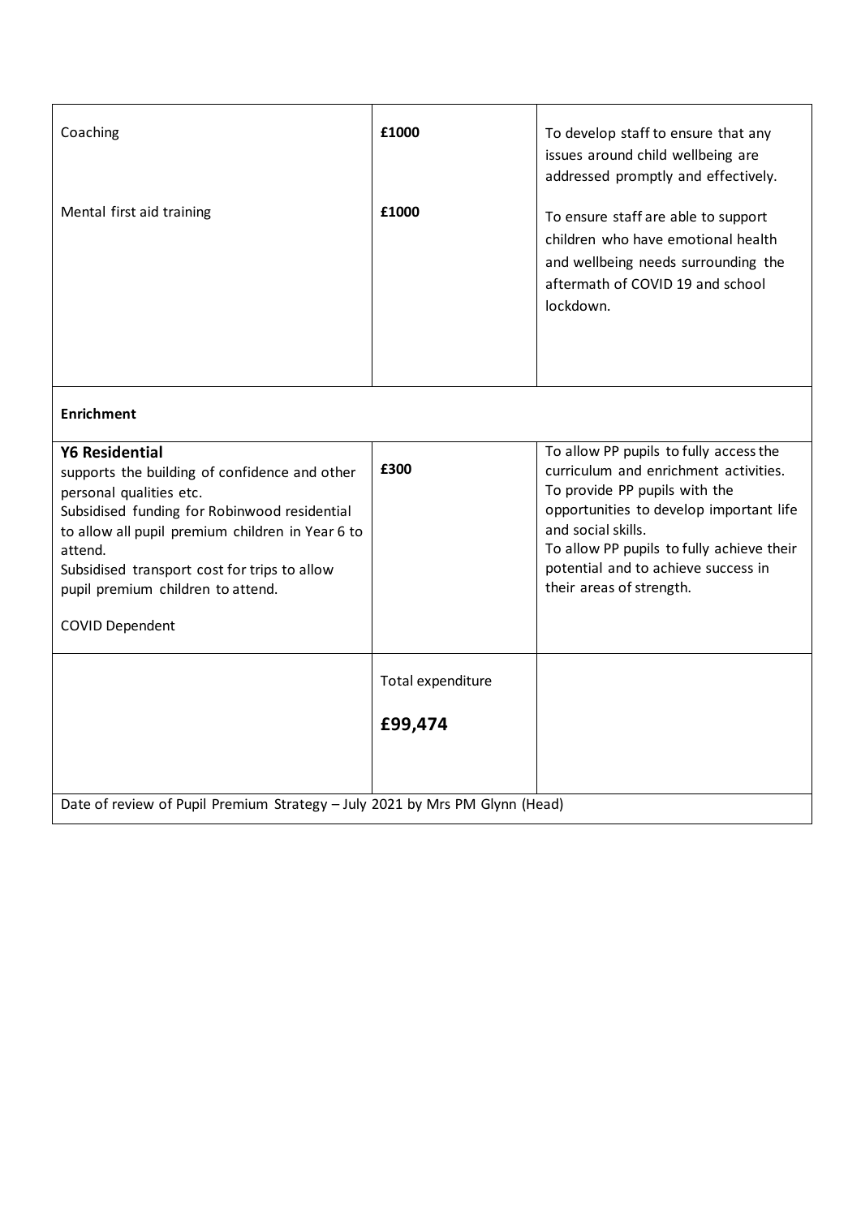| | | |
|---|---|---|
| Coaching<br><br>Mental first aid training | **£1000**<br><br>**£1000** | To develop staff to ensure that any issues around child wellbeing are addressed promptly and effectively.<br><br>To ensure staff are able to support children who have emotional health and wellbeing needs surrounding the aftermath of COVID 19 and school lockdown. |
| **Enrichment** | | |
| **Y6 Residential**<br>supports the building of confidence and other personal qualities etc.<br>Subsidised funding for Robinwood residential to allow all pupil premium children in Year 6 to attend.<br>Subsidised transport cost for trips to allow pupil premium children to attend.<br><br>COVID Dependent | **£300** | To allow PP pupils to fully access the curriculum and enrichment activities.<br>To provide PP pupils with the opportunities to develop important life and social skills.<br>To allow PP pupils to fully achieve their potential and to achieve success in their areas of strength. |
| | Total expenditure<br><br>**£99,474** | |
| Date of review of Pupil Premium Strategy – July 2021 by Mrs PM Glynn (Head) | | |